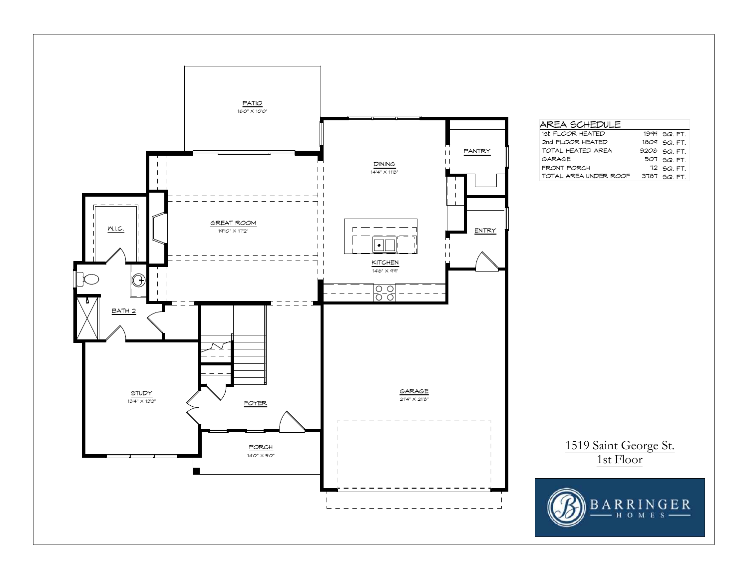## AREA SCHEDULE

| | |
|---|---|
| 1st FLOOR HEATED | 1399 SQ. FT. |
| 2nd FLOOR HEATED | 1809 SQ. FT. |
| TOTAL HEATED AREA | 3208 SQ. FT. |
| GARAGE | 507 SQ. FT. |
| FRONT PORCH | 72 SQ. FT. |
| TOTAL AREA UNDER ROOF | 3787 SQ. FT. |

PATIO
16'0" X 10'0"

DINING
14'4" X 11'8"

PANTRY

GREAT ROOM
19'10" X 17'2"

W.I.C.

KITCHEN
14'6" X 9'9"

ENTRY

BATH 2

STUDY
13'4" X 13'3"

FOYER

GARAGE
21'4" X 21'8"

PORCH
14'0" X 5'0"

1519 Saint George St.
1st Floor

BARRINGER HOMES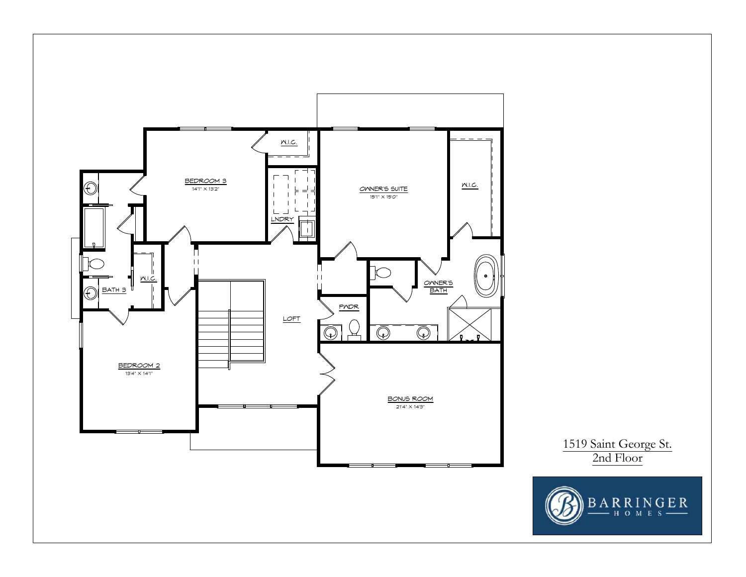1519 Saint George St.
2nd Floor

BEDROOM 3
14'1" X 13'2"

W.I.C.

LNDRY

OWNER'S SUITE
15'1" X 15'0"

W.I.C.

BATH 3

W.I.C.

LOFT

PWDR

OWNER'S BATH

BEDROOM 2
13'4" X 14'1"

BONUS ROOM
21'4" X 14'3"

BARRINGER
HOMES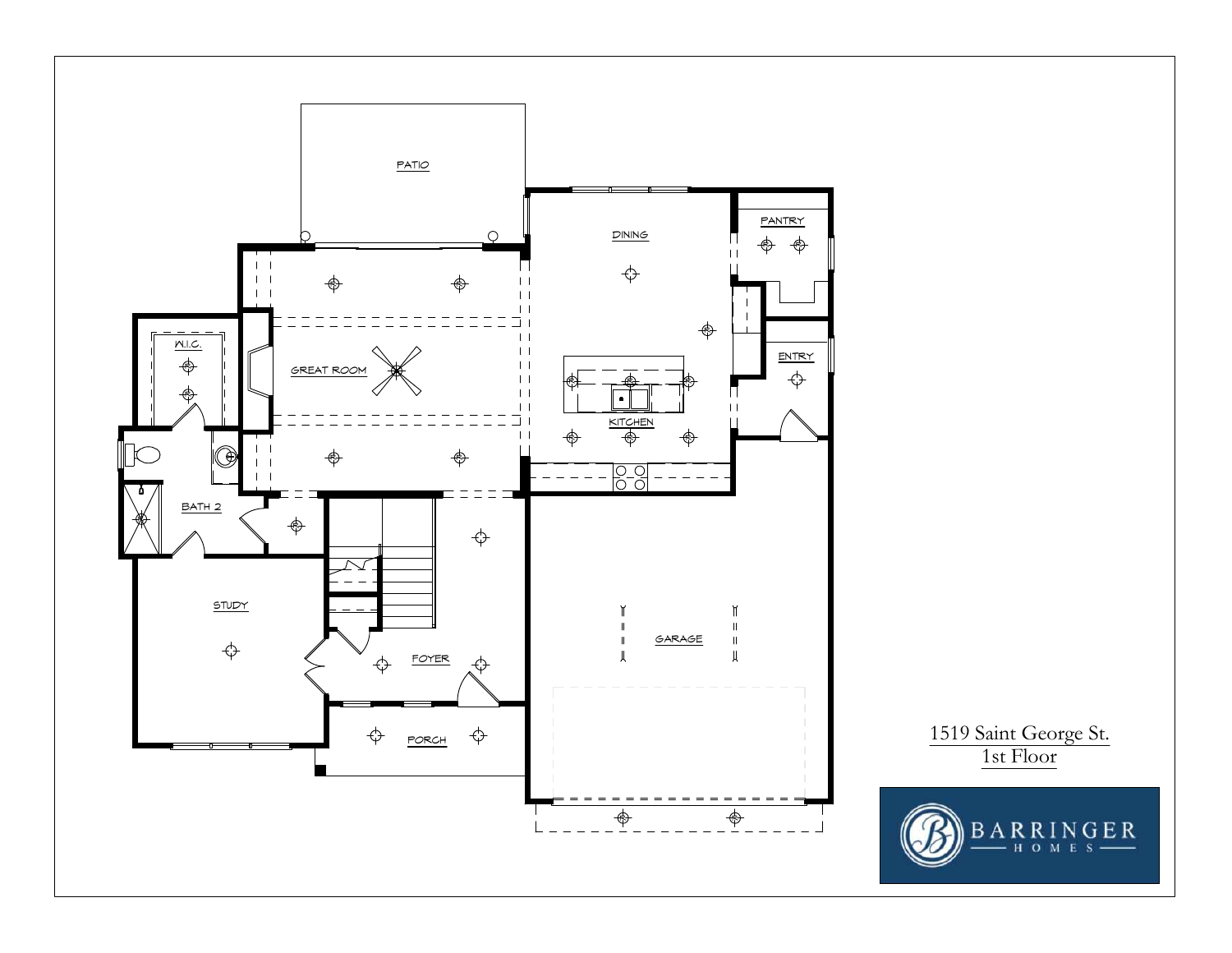PATIO

DINING

PANTRY

W.I.C.

GREAT ROOM

ENTRY

KITCHEN

BATH 2

STUDY

GARAGE

FOYER

PORCH

1519 Saint George St.
1st Floor

BARRINGER
HOMES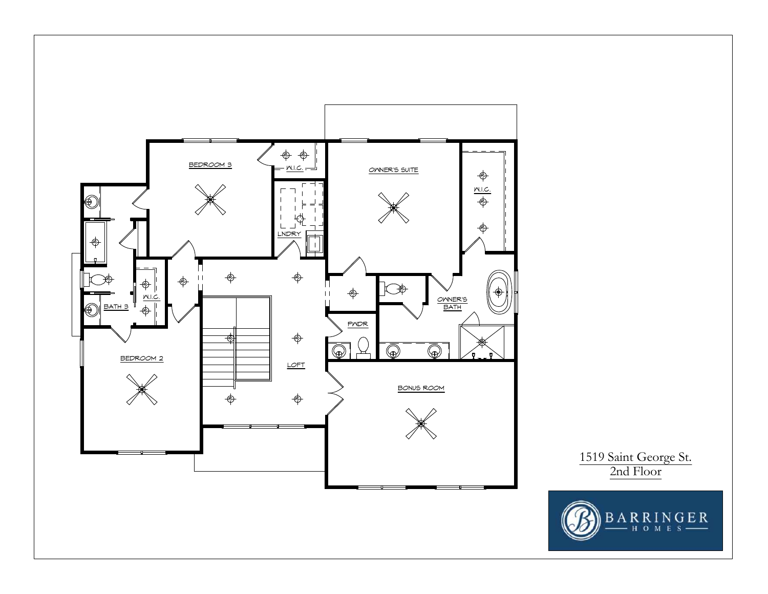BEDROOM 3

W.I.C.

OWNER'S SUITE

W.I.C.

LNDRY

BATH 3

W.I.C.

OWNER'S BATH

PWDR

LOFT

BEDROOM 2

BONUS ROOM

1519 Saint George St.
2nd Floor

BARRINGER
HOMES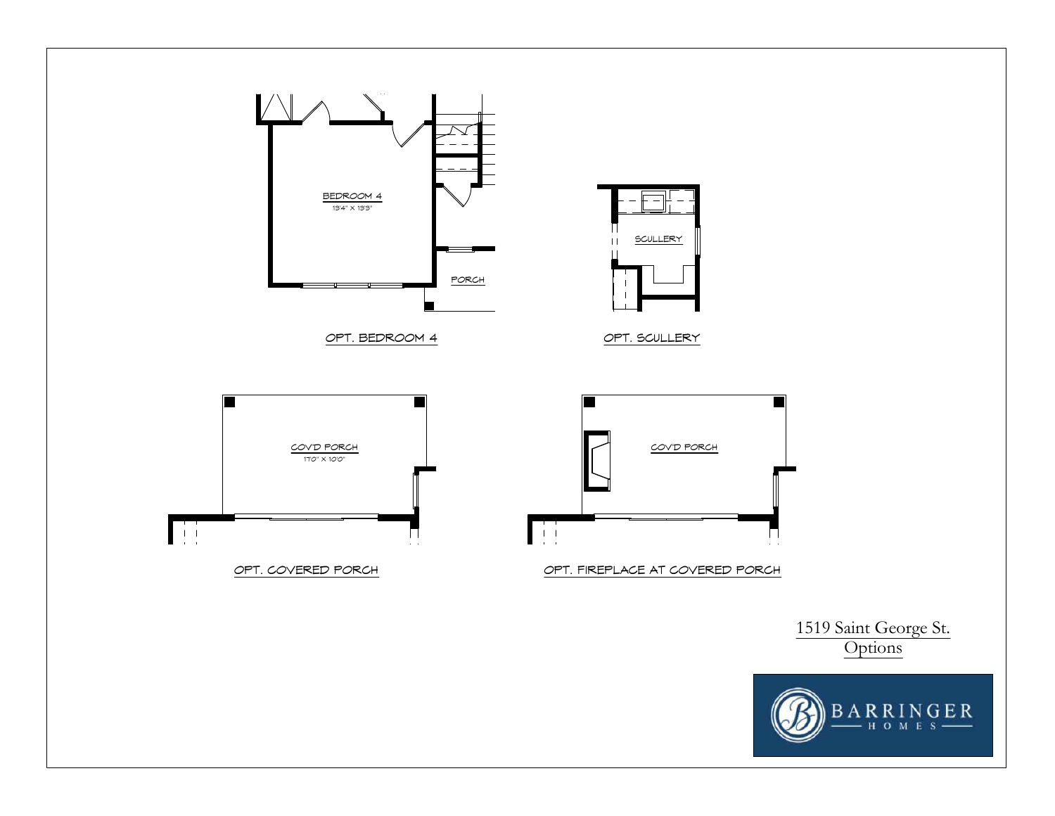BEDROOM 4

13'4" X 13'3"

PORCH

OPT. BEDROOM 4

SCULLERY

OPT. SCULLERY

COV'D PORCH

17'0" X 10'0"

OPT. COVERED PORCH

COV'D PORCH

OPT. FIREPLACE AT COVERED PORCH

1519 Saint George St.
Options

BARRINGER
HOMES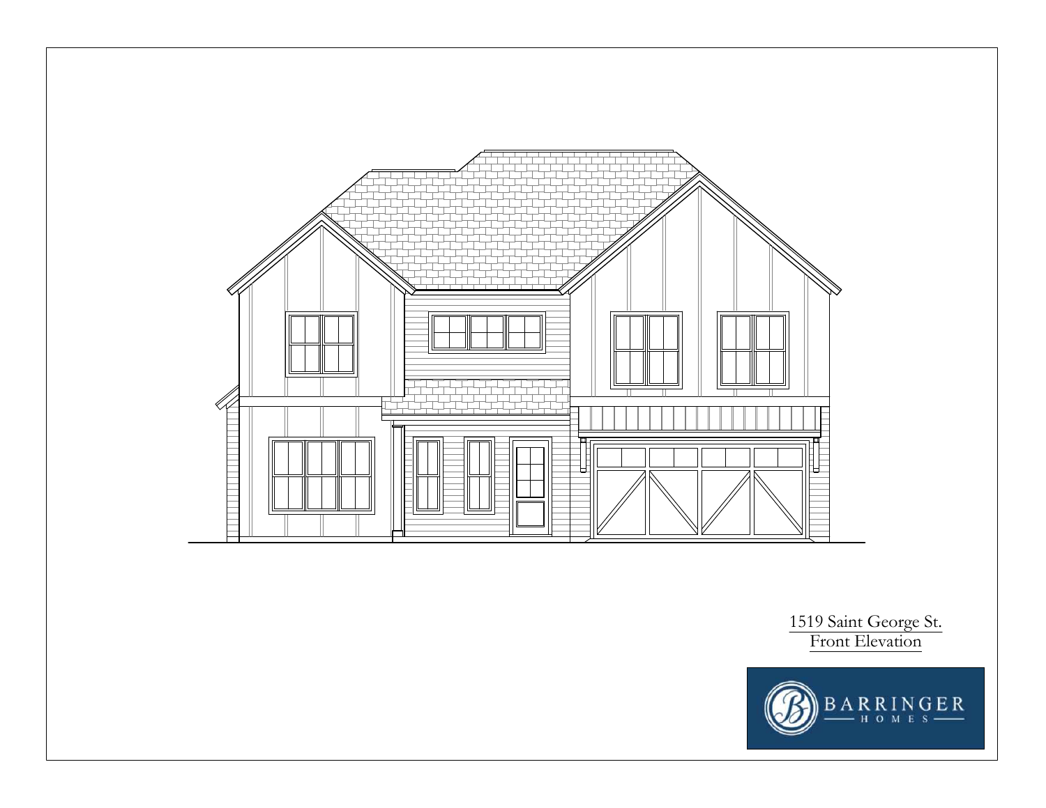1519 Saint George St.
Front Elevation

BARRINGER
HOMES